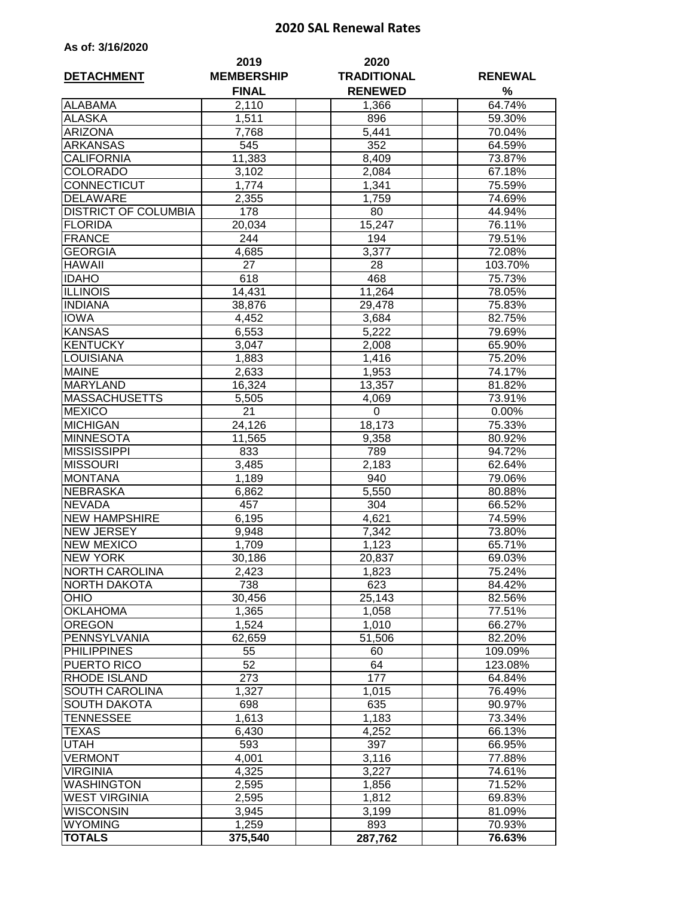# 2020 SAL Renewal Rates

**As of: 3/16/2020**

| DETACHMENT | 2019 MEMBERSHIP FINAL | 2020 TRADITIONAL RENEWED | RENEWAL % |
|---|---|---|---|
| ALABAMA | 2,110 | 1,366 | 64.74% |
| ALASKA | 1,511 | 896 | 59.30% |
| ARIZONA | 7,768 | 5,441 | 70.04% |
| ARKANSAS | 545 | 352 | 64.59% |
| CALIFORNIA | 11,383 | 8,409 | 73.87% |
| COLORADO | 3,102 | 2,084 | 67.18% |
| CONNECTICUT | 1,774 | 1,341 | 75.59% |
| DELAWARE | 2,355 | 1,759 | 74.69% |
| DISTRICT OF COLUMBIA | 178 | 80 | 44.94% |
| FLORIDA | 20,034 | 15,247 | 76.11% |
| FRANCE | 244 | 194 | 79.51% |
| GEORGIA | 4,685 | 3,377 | 72.08% |
| HAWAII | 27 | 28 | 103.70% |
| IDAHO | 618 | 468 | 75.73% |
| ILLINOIS | 14,431 | 11,264 | 78.05% |
| INDIANA | 38,876 | 29,478 | 75.83% |
| IOWA | 4,452 | 3,684 | 82.75% |
| KANSAS | 6,553 | 5,222 | 79.69% |
| KENTUCKY | 3,047 | 2,008 | 65.90% |
| LOUISIANA | 1,883 | 1,416 | 75.20% |
| MAINE | 2,633 | 1,953 | 74.17% |
| MARYLAND | 16,324 | 13,357 | 81.82% |
| MASSACHUSETTS | 5,505 | 4,069 | 73.91% |
| MEXICO | 21 | 0 | 0.00% |
| MICHIGAN | 24,126 | 18,173 | 75.33% |
| MINNESOTA | 11,565 | 9,358 | 80.92% |
| MISSISSIPPI | 833 | 789 | 94.72% |
| MISSOURI | 3,485 | 2,183 | 62.64% |
| MONTANA | 1,189 | 940 | 79.06% |
| NEBRASKA | 6,862 | 5,550 | 80.88% |
| NEVADA | 457 | 304 | 66.52% |
| NEW HAMPSHIRE | 6,195 | 4,621 | 74.59% |
| NEW JERSEY | 9,948 | 7,342 | 73.80% |
| NEW MEXICO | 1,709 | 1,123 | 65.71% |
| NEW YORK | 30,186 | 20,837 | 69.03% |
| NORTH CAROLINA | 2,423 | 1,823 | 75.24% |
| NORTH DAKOTA | 738 | 623 | 84.42% |
| OHIO | 30,456 | 25,143 | 82.56% |
| OKLAHOMA | 1,365 | 1,058 | 77.51% |
| OREGON | 1,524 | 1,010 | 66.27% |
| PENNSYLVANIA | 62,659 | 51,506 | 82.20% |
| PHILIPPINES | 55 | 60 | 109.09% |
| PUERTO RICO | 52 | 64 | 123.08% |
| RHODE ISLAND | 273 | 177 | 64.84% |
| SOUTH CAROLINA | 1,327 | 1,015 | 76.49% |
| SOUTH DAKOTA | 698 | 635 | 90.97% |
| TENNESSEE | 1,613 | 1,183 | 73.34% |
| TEXAS | 6,430 | 4,252 | 66.13% |
| UTAH | 593 | 397 | 66.95% |
| VERMONT | 4,001 | 3,116 | 77.88% |
| VIRGINIA | 4,325 | 3,227 | 74.61% |
| WASHINGTON | 2,595 | 1,856 | 71.52% |
| WEST VIRGINIA | 2,595 | 1,812 | 69.83% |
| WISCONSIN | 3,945 | 3,199 | 81.09% |
| WYOMING | 1,259 | 893 | 70.93% |
| **TOTALS** | **375,540** | **287,762** | **76.63%** |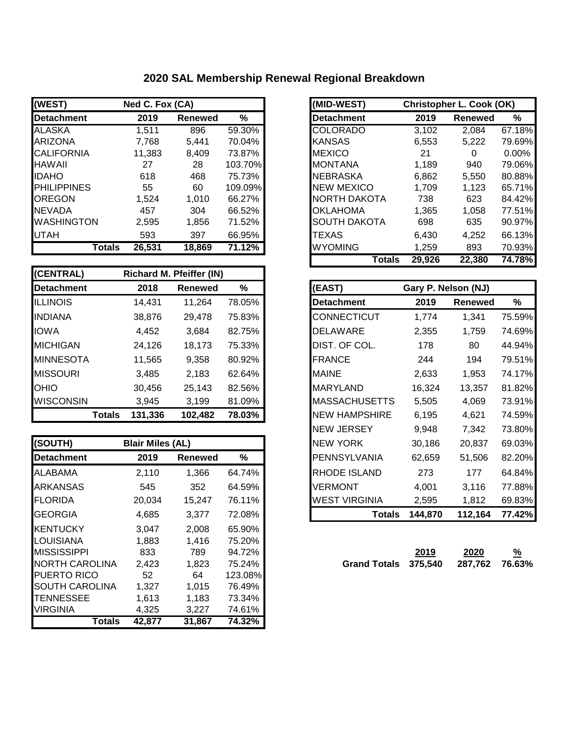# 2020 SAL Membership Renewal Regional Breakdown

| (WEST) | Ned C. Fox (CA) | | |
|---|---|---|---|
| Detachment | 2019 | Renewed | % |
| ALASKA | 1,511 | 896 | 59.30% |
| ARIZONA | 7,768 | 5,441 | 70.04% |
| CALIFORNIA | 11,383 | 8,409 | 73.87% |
| HAWAII | 27 | 28 | 103.70% |
| IDAHO | 618 | 468 | 75.73% |
| PHILIPPINES | 55 | 60 | 109.09% |
| OREGON | 1,524 | 1,010 | 66.27% |
| NEVADA | 457 | 304 | 66.52% |
| WASHINGTON | 2,595 | 1,856 | 71.52% |
| UTAH | 593 | 397 | 66.95% |
| **Totals** | **26,531** | **18,869** | **71.12%** |

| (CENTRAL) | Richard M. Pfeiffer (IN) | | |
|---|---|---|---|
| Detachment | 2018 | Renewed | % |
| ILLINOIS | 14,431 | 11,264 | 78.05% |
| INDIANA | 38,876 | 29,478 | 75.83% |
| IOWA | 4,452 | 3,684 | 82.75% |
| MICHIGAN | 24,126 | 18,173 | 75.33% |
| MINNESOTA | 11,565 | 9,358 | 80.92% |
| MISSOURI | 3,485 | 2,183 | 62.64% |
| OHIO | 30,456 | 25,143 | 82.56% |
| WISCONSIN | 3,945 | 3,199 | 81.09% |
| **Totals** | **131,336** | **102,482** | **78.03%** |

| (SOUTH) | Blair Miles (AL) | | |
|---|---|---|---|
| Detachment | 2019 | Renewed | % |
| ALABAMA | 2,110 | 1,366 | 64.74% |
| ARKANSAS | 545 | 352 | 64.59% |
| FLORIDA | 20,034 | 15,247 | 76.11% |
| GEORGIA | 4,685 | 3,377 | 72.08% |
| KENTUCKY | 3,047 | 2,008 | 65.90% |
| LOUISIANA | 1,883 | 1,416 | 75.20% |
| MISSISSIPPI | 833 | 789 | 94.72% |
| NORTH CAROLINA | 2,423 | 1,823 | 75.24% |
| PUERTO RICO | 52 | 64 | 123.08% |
| SOUTH CAROLINA | 1,327 | 1,015 | 76.49% |
| TENNESSEE | 1,613 | 1,183 | 73.34% |
| VIRGINIA | 4,325 | 3,227 | 74.61% |
| **Totals** | **42,877** | **31,867** | **74.32%** |

| (MID-WEST) | Christopher L. Cook (OK) | | |
|---|---|---|---|
| Detachment | 2019 | Renewed | % |
| COLORADO | 3,102 | 2,084 | 67.18% |
| KANSAS | 6,553 | 5,222 | 79.69% |
| MEXICO | 21 | 0 | 0.00% |
| MONTANA | 1,189 | 940 | 79.06% |
| NEBRASKA | 6,862 | 5,550 | 80.88% |
| NEW MEXICO | 1,709 | 1,123 | 65.71% |
| NORTH DAKOTA | 738 | 623 | 84.42% |
| OKLAHOMA | 1,365 | 1,058 | 77.51% |
| SOUTH DAKOTA | 698 | 635 | 90.97% |
| TEXAS | 6,430 | 4,252 | 66.13% |
| WYOMING | 1,259 | 893 | 70.93% |
| **Totals** | **29,926** | **22,380** | **74.78%** |

| (EAST) | Gary P. Nelson (NJ) | | |
|---|---|---|---|
| Detachment | 2019 | Renewed | % |
| CONNECTICUT | 1,774 | 1,341 | 75.59% |
| DELAWARE | 2,355 | 1,759 | 74.69% |
| DIST. OF COL. | 178 | 80 | 44.94% |
| FRANCE | 244 | 194 | 79.51% |
| MAINE | 2,633 | 1,953 | 74.17% |
| MARYLAND | 16,324 | 13,357 | 81.82% |
| MASSACHUSETTS | 5,505 | 4,069 | 73.91% |
| NEW HAMPSHIRE | 6,195 | 4,621 | 74.59% |
| NEW JERSEY | 9,948 | 7,342 | 73.80% |
| NEW YORK | 30,186 | 20,837 | 69.03% |
| PENNSYLVANIA | 62,659 | 51,506 | 82.20% |
| RHODE ISLAND | 273 | 177 | 64.84% |
| VERMONT | 4,001 | 3,116 | 77.88% |
| WEST VIRGINIA | 2,595 | 1,812 | 69.83% |
| **Totals** | **144,870** | **112,164** | **77.42%** |

| | 2019 | 2020 | % |
|---|---|---|---|
| **Grand Totals** | **375,540** | **287,762** | **76.63%** |